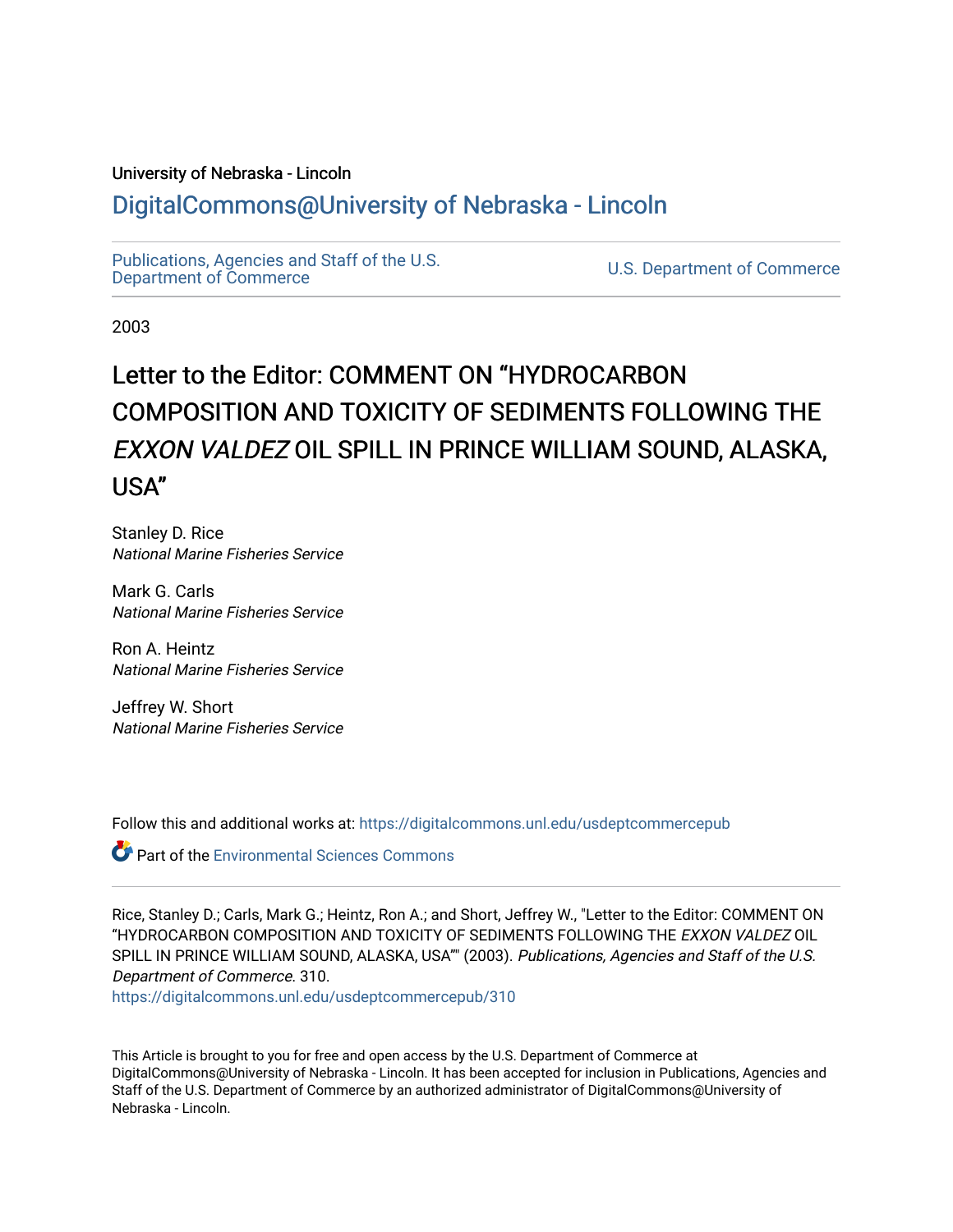University of Nebraska - Lincoln

## DigitalCommons@University of Nebraska - Lincoln

Publications, Agencies and Staff of the U.S. Department of Commerce

U.S. Department of Commerce

2003

# Letter to the Editor: COMMENT ON "HYDROCARBON COMPOSITION AND TOXICITY OF SEDIMENTS FOLLOWING THE *EXXON VALDEZ* OIL SPILL IN PRINCE WILLIAM SOUND, ALASKA, USA"

Stanley D. Rice
*National Marine Fisheries Service*

Mark G. Carls
*National Marine Fisheries Service*

Ron A. Heintz
*National Marine Fisheries Service*

Jeffrey W. Short
*National Marine Fisheries Service*

Follow this and additional works at: https://digitalcommons.unl.edu/usdeptcommercepub

Part of the Environmental Sciences Commons

Rice, Stanley D.; Carls, Mark G.; Heintz, Ron A.; and Short, Jeffrey W., "Letter to the Editor: COMMENT ON "HYDROCARBON COMPOSITION AND TOXICITY OF SEDIMENTS FOLLOWING THE *EXXON VALDEZ* OIL SPILL IN PRINCE WILLIAM SOUND, ALASKA, USA"" (2003). *Publications, Agencies and Staff of the U.S. Department of Commerce*. 310.
https://digitalcommons.unl.edu/usdeptcommercepub/310

This Article is brought to you for free and open access by the U.S. Department of Commerce at DigitalCommons@University of Nebraska - Lincoln. It has been accepted for inclusion in Publications, Agencies and Staff of the U.S. Department of Commerce by an authorized administrator of DigitalCommons@University of Nebraska - Lincoln.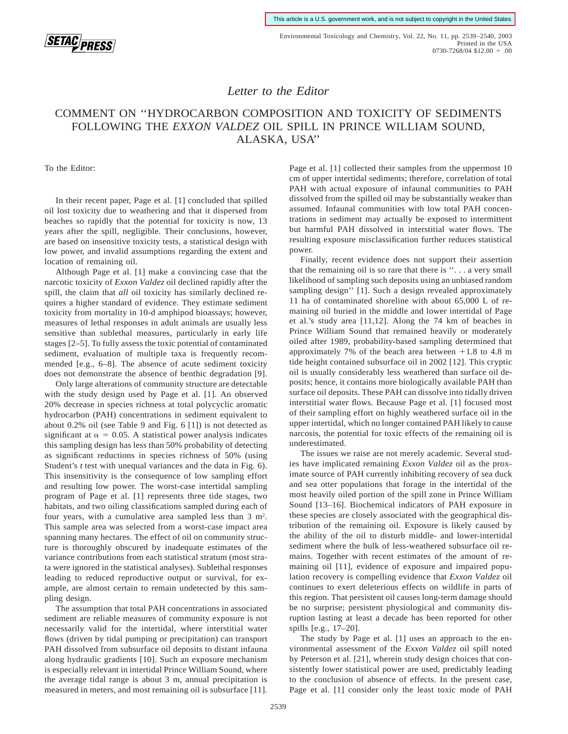This article is a U.S. government work, and is not subject to copyright in the United States.

*Letter to the Editor*

# COMMENT ON ''HYDROCARBON COMPOSITION AND TOXICITY OF SEDIMENTS FOLLOWING THE *EXXON VALDEZ* OIL SPILL IN PRINCE WILLIAM SOUND, ALASKA, USA''

To the Editor:

In their recent paper, Page et al. [1] concluded that spilled oil lost toxicity due to weathering and that it dispersed from beaches so rapidly that the potential for toxicity is now, 13 years after the spill, negligible. Their conclusions, however, are based on insensitive toxicity tests, a statistical design with low power, and invalid assumptions regarding the extent and location of remaining oil.

Although Page et al. [1] make a convincing case that the narcotic toxicity of *Exxon Valdez* oil declined rapidly after the spill, the claim that *all* oil toxicity has similarly declined requires a higher standard of evidence. They estimate sediment toxicity from mortality in 10-d amphipod bioassays; however, measures of lethal responses in adult animals are usually less sensitive than sublethal measures, particularly in early life stages [2–5]. To fully assess the toxic potential of contaminated sediment, evaluation of multiple taxa is frequently recommended [e.g., 6–8]. The absence of acute sediment toxicity does not demonstrate the absence of benthic degradation [9].

Only large alterations of community structure are detectable with the study design used by Page et al. [1]. An observed 20% decrease in species richness at total polycyclic aromatic hydrocarbon (PAH) concentrations in sediment equivalent to about 0.2% oil (see Table 9 and Fig. 6 [1]) is not detected as significant at $\alpha = 0.05$. A statistical power analysis indicates this sampling design has less than 50% probability of detecting as significant reductions in species richness of 50% (using Student's *t* test with unequal variances and the data in Fig. 6). This insensitivity is the consequence of low sampling effort and resulting low power. The worst-case intertidal sampling program of Page et al. [1] represents three tide stages, two habitats, and two oiling classifications sampled during each of four years, with a cumulative area sampled less than 3 $m^2$. This sample area was selected from a worst-case impact area spanning many hectares. The effect of oil on community structure is thoroughly obscured by inadequate estimates of the variance contributions from each statistical stratum (most strata were ignored in the statistical analyses). Sublethal responses leading to reduced reproductive output or survival, for example, are almost certain to remain undetected by this sampling design.

The assumption that total PAH concentrations in associated sediment are reliable measures of community exposure is not necessarily valid for the intertidal, where interstitial water flows (driven by tidal pumping or precipitation) can transport PAH dissolved from subsurface oil deposits to distant infauna along hydraulic gradients [10]. Such an exposure mechanism is especially relevant in intertidal Prince William Sound, where the average tidal range is about 3 m, annual precipitation is measured in meters, and most remaining oil is subsurface [11]. Page et al. [1] collected their samples from the uppermost 10 cm of upper intertidal sediments; therefore, correlation of total PAH with actual exposure of infaunal communities to PAH dissolved from the spilled oil may be substantially weaker than assumed. Infaunal communities with low total PAH concentrations in sediment may actually be exposed to intermittent but harmful PAH dissolved in interstitial water flows. The resulting exposure misclassification further reduces statistical power.

Finally, recent evidence does not support their assertion that the remaining oil is so rare that there is ''. . . a very small likelihood of sampling such deposits using an unbiased random sampling design'' [1]. Such a design revealed approximately 11 ha of contaminated shoreline with about 65,000 L of remaining oil buried in the middle and lower intertidal of Page et al.'s study area [11,12]. Along the 74 km of beaches in Prince William Sound that remained heavily or moderately oiled after 1989, probability-based sampling determined that approximately 7% of the beach area between +1.8 to 4.8 m tide height contained subsurface oil in 2002 [12]. This cryptic oil is usually considerably less weathered than surface oil deposits; hence, it contains more biologically available PAH than surface oil deposits. These PAH can dissolve into tidally driven interstitial water flows. Because Page et al. [1] focused most of their sampling effort on highly weathered surface oil in the upper intertidal, which no longer contained PAH likely to cause narcosis, the potential for toxic effects of the remaining oil is underestimated.

The issues we raise are not merely academic. Several studies have implicated remaining *Exxon Valdez* oil as the proximate source of PAH currently inhibiting recovery of sea duck and sea otter populations that forage in the intertidal of the most heavily oiled portion of the spill zone in Prince William Sound [13–16]. Biochemical indicators of PAH exposure in these species are closely associated with the geographical distribution of the remaining oil. Exposure is likely caused by the ability of the oil to disturb middle- and lower-intertidal sediment where the bulk of less-weathered subsurface oil remains. Together with recent estimates of the amount of remaining oil [11], evidence of exposure and impaired population recovery is compelling evidence that *Exxon Valdez* oil continues to exert deleterious effects on wildlife in parts of this region. That persistent oil causes long-term damage should be no surprise; persistent physiological and community disruption lasting at least a decade has been reported for other spills [e.g., 17–20].

The study by Page et al. [1] uses an approach to the environmental assessment of the *Exxon Valdez* oil spill noted by Peterson et al. [21], wherein study design choices that consistently lower statistical power are used, predictably leading to the conclusion of absence of effects. In the present case, Page et al. [1] consider only the least toxic mode of PAH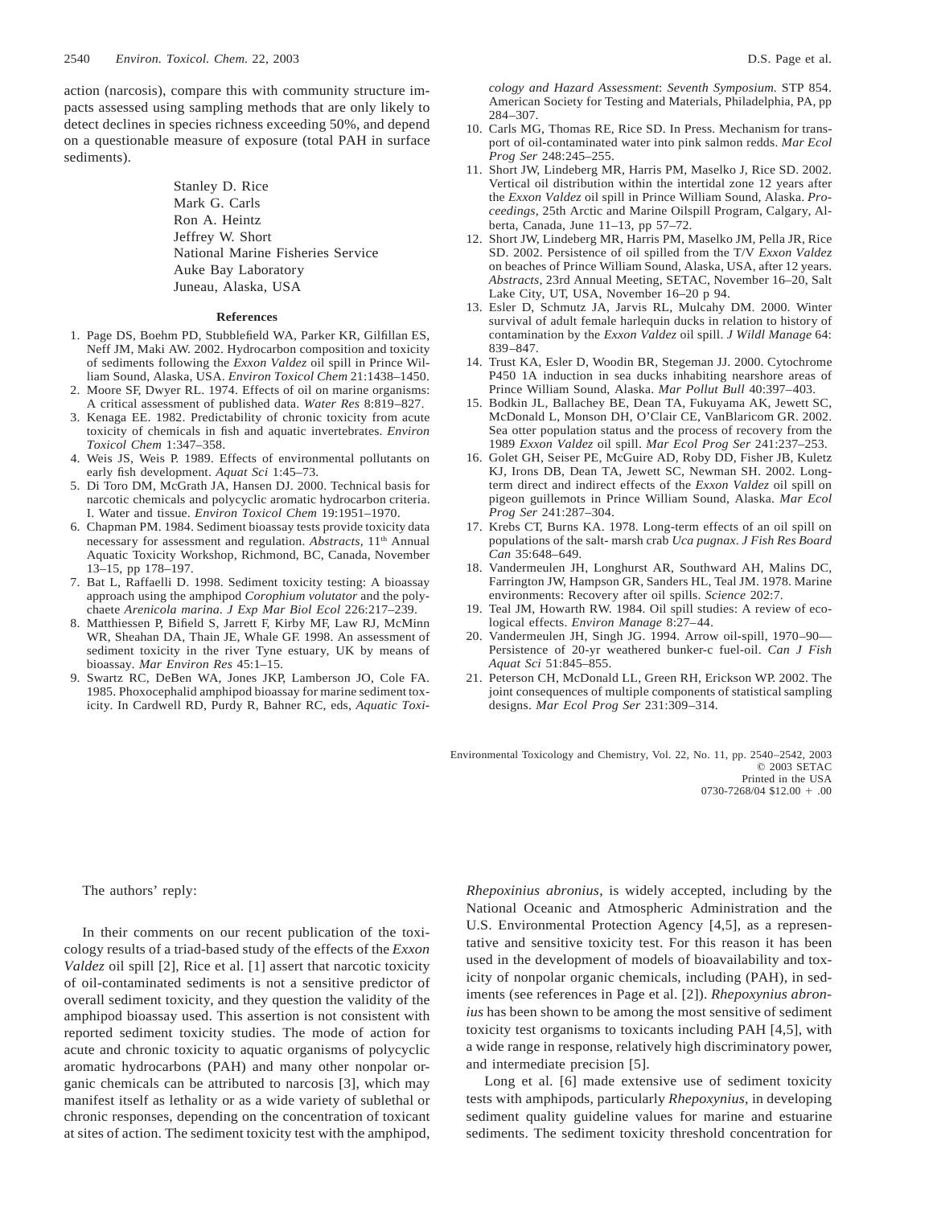action (narcosis), compare this with community structure impacts assessed using sampling methods that are only likely to detect declines in species richness exceeding 50%, and depend on a questionable measure of exposure (total PAH in surface sediments).

Stanley D. Rice
Mark G. Carls
Ron A. Heintz
Jeffrey W. Short
National Marine Fisheries Service
Auke Bay Laboratory
Juneau, Alaska, USA

### References

1. Page DS, Boehm PD, Stubblefield WA, Parker KR, Gilfillan ES, Neff JM, Maki AW. 2002. Hydrocarbon composition and toxicity of sediments following the *Exxon Valdez* oil spill in Prince William Sound, Alaska, USA. *Environ Toxicol Chem* 21:1438–1450.
2. Moore SF, Dwyer RL. 1974. Effects of oil on marine organisms: A critical assessment of published data. *Water Res* 8:819–827.
3. Kenaga EE. 1982. Predictability of chronic toxicity from acute toxicity of chemicals in fish and aquatic invertebrates. *Environ Toxicol Chem* 1:347–358.
4. Weis JS, Weis P. 1989. Effects of environmental pollutants on early fish development. *Aquat Sci* 1:45–73.
5. Di Toro DM, McGrath JA, Hansen DJ. 2000. Technical basis for narcotic chemicals and polycyclic aromatic hydrocarbon criteria. I. Water and tissue. *Environ Toxicol Chem* 19:1951–1970.
6. Chapman PM. 1984. Sediment bioassay tests provide toxicity data necessary for assessment and regulation. *Abstracts*, 11th Annual Aquatic Toxicity Workshop, Richmond, BC, Canada, November 13–15, pp 178–197.
7. Bat L, Raffaelli D. 1998. Sediment toxicity testing: A bioassay approach using the amphipod *Corophium volutator* and the polychaete *Arenicola marina*. *J Exp Mar Biol Ecol* 226:217–239.
8. Matthiessen P, Bifield S, Jarrett F, Kirby MF, Law RJ, McMinn WR, Sheahan DA, Thain JE, Whale GF. 1998. An assessment of sediment toxicity in the river Tyne estuary, UK by means of bioassay. *Mar Environ Res* 45:1–15.
9. Swartz RC, DeBen WA, Jones JKP, Lamberson JO, Cole FA. 1985. Phoxocephalid amphipod bioassay for marine sediment toxicity. In Cardwell RD, Purdy R, Bahner RC, eds, *Aquatic Toxicology and Hazard Assessment*: *Seventh Symposium*. STP 854. American Society for Testing and Materials, Philadelphia, PA, pp 284–307.
10. Carls MG, Thomas RE, Rice SD. In Press. Mechanism for transport of oil-contaminated water into pink salmon redds. *Mar Ecol Prog Ser* 248:245–255.
11. Short JW, Lindeberg MR, Harris PM, Maselko J, Rice SD. 2002. Vertical oil distribution within the intertidal zone 12 years after the *Exxon Valdez* oil spill in Prince William Sound, Alaska. *Proceedings*, 25th Arctic and Marine Oilspill Program, Calgary, Alberta, Canada, June 11–13, pp 57–72.
12. Short JW, Lindeberg MR, Harris PM, Maselko JM, Pella JR, Rice SD. 2002. Persistence of oil spilled from the T/V *Exxon Valdez* on beaches of Prince William Sound, Alaska, USA, after 12 years. *Abstracts*, 23rd Annual Meeting, SETAC, November 16–20, Salt Lake City, UT, USA, November 16–20 p 94.
13. Esler D, Schmutz JA, Jarvis RL, Mulcahy DM. 2000. Winter survival of adult female harlequin ducks in relation to history of contamination by the *Exxon Valdez* oil spill. *J Wildl Manage* 64: 839–847.
14. Trust KA, Esler D, Woodin BR, Stegeman JJ. 2000. Cytochrome P450 1A induction in sea ducks inhabiting nearshore areas of Prince William Sound, Alaska. *Mar Pollut Bull* 40:397–403.
15. Bodkin JL, Ballachey BE, Dean TA, Fukuyama AK, Jewett SC, McDonald L, Monson DH, O'Clair CE, VanBlaricom GR. 2002. Sea otter population status and the process of recovery from the 1989 *Exxon Valdez* oil spill. *Mar Ecol Prog Ser* 241:237–253.
16. Golet GH, Seiser PE, McGuire AD, Roby DD, Fisher JB, Kuletz KJ, Irons DB, Dean TA, Jewett SC, Newman SH. 2002. Long-term direct and indirect effects of the *Exxon Valdez* oil spill on pigeon guillemots in Prince William Sound, Alaska. *Mar Ecol Prog Ser* 241:287–304.
17. Krebs CT, Burns KA. 1978. Long-term effects of an oil spill on populations of the salt- marsh crab *Uca pugnax*. *J Fish Res Board Can* 35:648–649.
18. Vandermeulen JH, Longhurst AR, Southward AH, Malins DC, Farrington JW, Hampson GR, Sanders HL, Teal JM. 1978. Marine environments: Recovery after oil spills. *Science* 202:7.
19. Teal JM, Howarth RW. 1984. Oil spill studies: A review of ecological effects. *Environ Manage* 8:27–44.
20. Vandermeulen JH, Singh JG. 1994. Arrow oil-spill, 1970–90—Persistence of 20-yr weathered bunker-c fuel-oil. *Can J Fish Aquat Sci* 51:845–855.
21. Peterson CH, McDonald LL, Green RH, Erickson WP. 2002. The joint consequences of multiple components of statistical sampling designs. *Mar Ecol Prog Ser* 231:309–314.

Environmental Toxicology and Chemistry, Vol. 22, No. 11, pp. 2540–2542, 2003
© 2003 SETAC
Printed in the USA
0730-7268/04 $12.00 + .00

The authors' reply:

In their comments on our recent publication of the toxicology results of a triad-based study of the effects of the *Exxon Valdez* oil spill [2], Rice et al. [1] assert that narcotic toxicity of oil-contaminated sediments is not a sensitive predictor of overall sediment toxicity, and they question the validity of the amphipod bioassay used. This assertion is not consistent with reported sediment toxicity studies. The mode of action for acute and chronic toxicity to aquatic organisms of polycyclic aromatic hydrocarbons (PAH) and many other nonpolar organic chemicals can be attributed to narcosis [3], which may manifest itself as lethality or as a wide variety of sublethal or chronic responses, depending on the concentration of toxicant at sites of action. The sediment toxicity test with the amphipod, *Rhepoxinius abronius*, is widely accepted, including by the National Oceanic and Atmospheric Administration and the U.S. Environmental Protection Agency [4,5], as a representative and sensitive toxicity test. For this reason it has been used in the development of models of bioavailability and toxicity of nonpolar organic chemicals, including (PAH), in sediments (see references in Page et al. [2]). *Rhepoxynius abronius* has been shown to be among the most sensitive of sediment toxicity test organisms to toxicants including PAH [4,5], with a wide range in response, relatively high discriminatory power, and intermediate precision [5].

Long et al. [6] made extensive use of sediment toxicity tests with amphipods, particularly *Rhepoxynius*, in developing sediment quality guideline values for marine and estuarine sediments. The sediment toxicity threshold concentration for